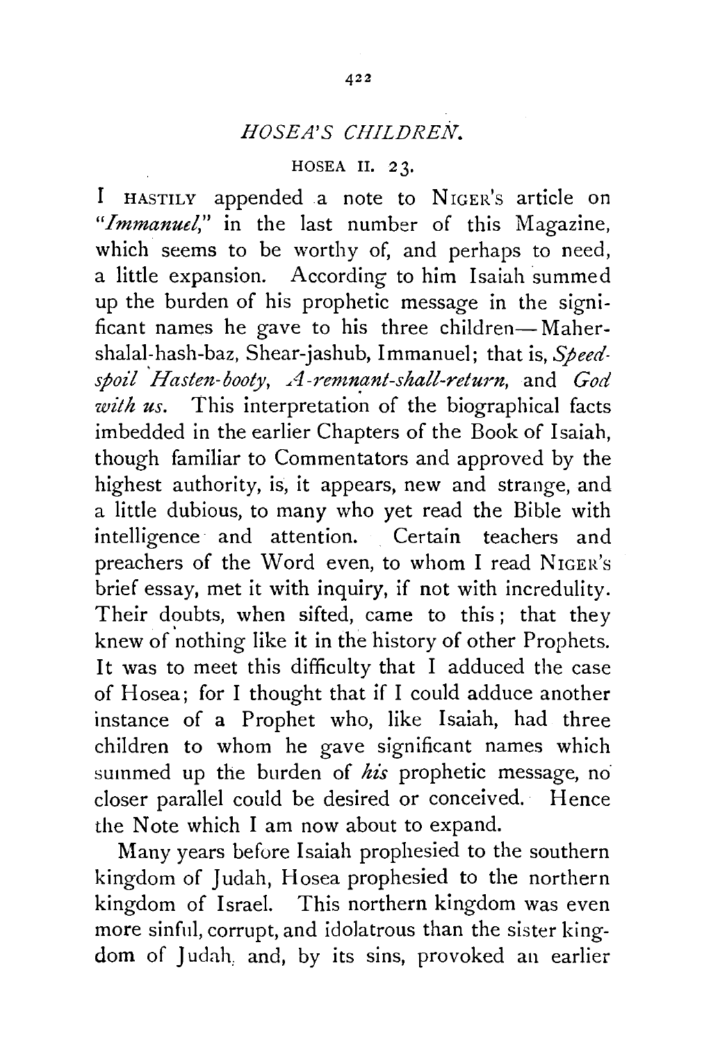# *HOSEA'S CHILDREN.*

## HOSEA II. 23.

I HASTILY appended a note to NIGER'S article on "*Immanuel*," in the last number of this Magazine, which seems to be worthy of, and perhaps to need, a little expansion. According to him Isaiah summed up the burden of his prophetic message in the significant names he gave to his three children—Maher-shalal-hash-baz, Shear-jashub, Immanuel; that is, *Speed-spoil Hasten-booty*, *A-remnant-shall-return*, and *God with us*. This interpretation of the biographical facts imbedded in the earlier Chapters of the Book of Isaiah, though familiar to Commentators and approved by the highest authority, is, it appears, new and strange, and a little dubious, to many who yet read the Bible with intelligence and attention. Certain teachers and preachers of the Word even, to whom I read NIGER'S brief essay, met it with inquiry, if not with incredulity. Their doubts, when sifted, came to this; that they knew of nothing like it in the history of other Prophets. It was to meet this difficulty that I adduced the case of Hosea; for I thought that if I could adduce another instance of a Prophet who, like Isaiah, had three children to whom he gave significant names which summed up the burden of *his* prophetic message, no closer parallel could be desired or conceived. Hence the Note which I am now about to expand.

Many years before Isaiah prophesied to the southern kingdom of Judah, Hosea prophesied to the northern kingdom of Israel. This northern kingdom was even more sinful, corrupt, and idolatrous than the sister kingdom of Judah, and, by its sins, provoked an earlier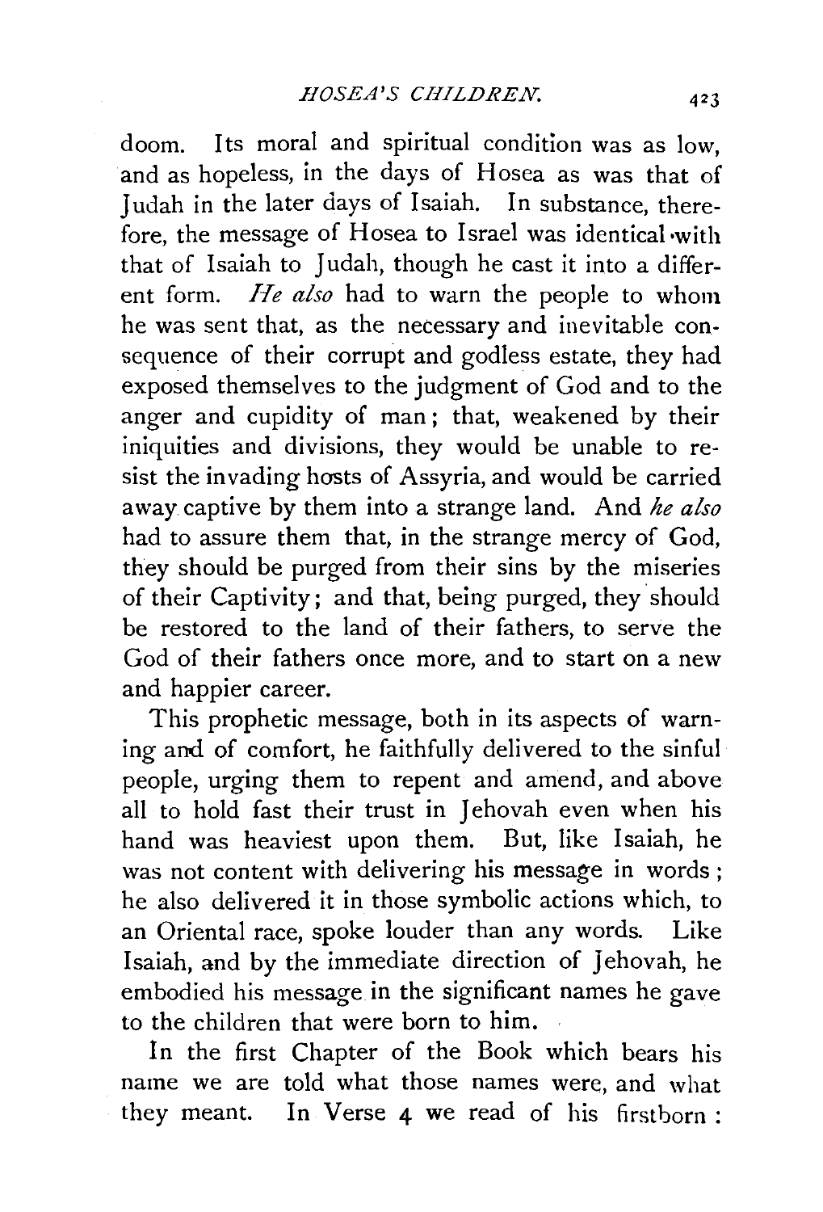doom. Its moral and spiritual condition was as low, and as hopeless, in the days of Hosea as was that of Judah in the later days of Isaiah. In substance, therefore, the message of Hosea to Israel was identical with that of Isaiah to Judah, though he cast it into a different form. *He also* had to warn the people to whom he was sent that, as the necessary and inevitable consequence of their corrupt and godless estate, they had exposed themselves to the judgment of God and to the anger and cupidity of man; that, weakened by their iniquities and divisions, they would be unable to resist the invading hosts of Assyria, and would be carried away captive by them into a strange land. And *he also* had to assure them that, in the strange mercy of God, they should be purged from their sins by the miseries of their Captivity; and that, being purged, they should be restored to the land of their fathers, to serve the God of their fathers once more, and to start on a new and happier career.

This prophetic message, both in its aspects of warning and of comfort, he faithfully delivered to the sinful people, urging them to repent and amend, and above all to hold fast their trust in Jehovah even when his hand was heaviest upon them. But, like Isaiah, he was not content with delivering his message in words; he also delivered it in those symbolic actions which, to an Oriental race, spoke louder than any words. Like Isaiah, and by the immediate direction of Jehovah, he embodied his message in the significant names he gave to the children that were born to him.

In the first Chapter of the Book which bears his name we are told what those names were, and what they meant. In Verse 4 we read of his firstborn: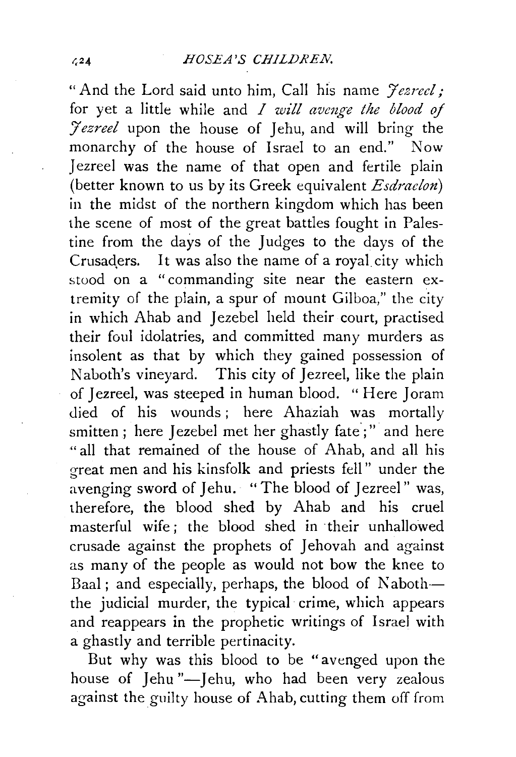"And the Lord said unto him, Call his name *Jezreel;* for yet a little while and *I will avenge the blood of Jezreel* upon the house of Jehu, and will bring the monarchy of the house of Israel to an end." Now Jezreel was the name of that open and fertile plain (better known to us by its Greek equivalent *Esdraelon*) in the midst of the northern kingdom which has been the scene of most of the great battles fought in Palestine from the days of the Judges to the days of the Crusaders. It was also the name of a royal city which stood on a "commanding site near the eastern extremity of the plain, a spur of mount Gilboa," the city in which Ahab and Jezebel held their court, practised their foul idolatries, and committed many murders as insolent as that by which they gained possession of Naboth's vineyard. This city of Jezreel, like the plain of Jezreel, was steeped in human blood. "Here Joram died of his wounds; here Ahaziah was mortally smitten; here Jezebel met her ghastly fate;" and here "all that remained of the house of Ahab, and all his great men and his kinsfolk and priests fell" under the avenging sword of Jehu. "The blood of Jezreel" was, therefore, the blood shed by Ahab and his cruel masterful wife; the blood shed in their unhallowed crusade against the prophets of Jehovah and against as many of the people as would not bow the knee to Baal; and especially, perhaps, the blood of Naboth—the judicial murder, the typical crime, which appears and reappears in the prophetic writings of Israel with a ghastly and terrible pertinacity.

But why was this blood to be "avenged upon the house of Jehu"—Jehu, who had been very zealous against the guilty house of Ahab, cutting them off from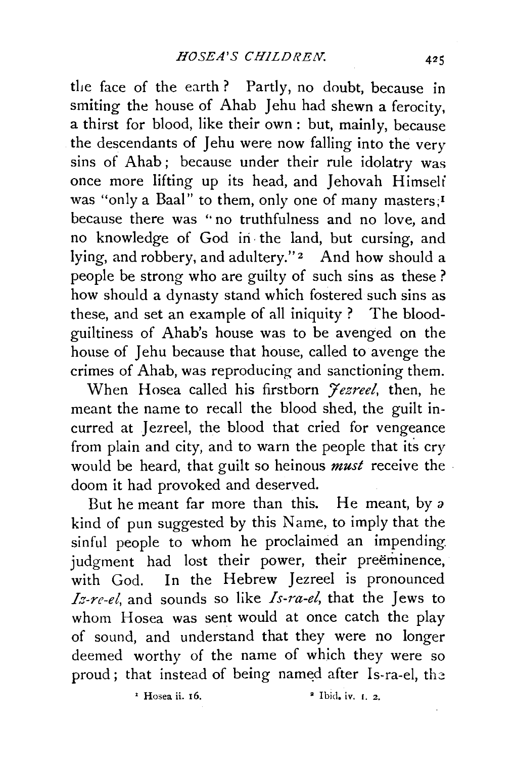the face of the earth? Partly, no doubt, because in smiting the house of Ahab Jehu had shewn a ferocity, a thirst for blood, like their own: but, mainly, because the descendants of Jehu were now falling into the very sins of Ahab; because under their rule idolatry was once more lifting up its head, and Jehovah Himself was "only a Baal" to them, only one of many masters;[1] because there was "no truthfulness and no love, and no knowledge of God in the land, but cursing, and lying, and robbery, and adultery."[2] And how should a people be strong who are guilty of such sins as these? how should a dynasty stand which fostered such sins as these, and set an example of all iniquity? The blood-guiltiness of Ahab's house was to be avenged on the house of Jehu because that house, called to avenge the crimes of Ahab, was reproducing and sanctioning them.

When Hosea called his firstborn *Jezreel*, then, he meant the name to recall the blood shed, the guilt incurred at Jezreel, the blood that cried for vengeance from plain and city, and to warn the people that its cry would be heard, that guilt so heinous *must* receive the doom it had provoked and deserved.

But he meant far more than this. He meant, by a kind of pun suggested by this Name, to imply that the sinful people to whom he proclaimed an impending judgment had lost their power, their preëminence, with God. In the Hebrew Jezreel is pronounced *Iz-re-el*, and sounds so like *Is-ra-el*, that the Jews to whom Hosea was sent would at once catch the play of sound, and understand that they were no longer deemed worthy of the name of which they were so proud; that instead of being named after Is-ra-el, the

[1] Hosea ii. 16.

[2] Ibid. iv. 1. 2.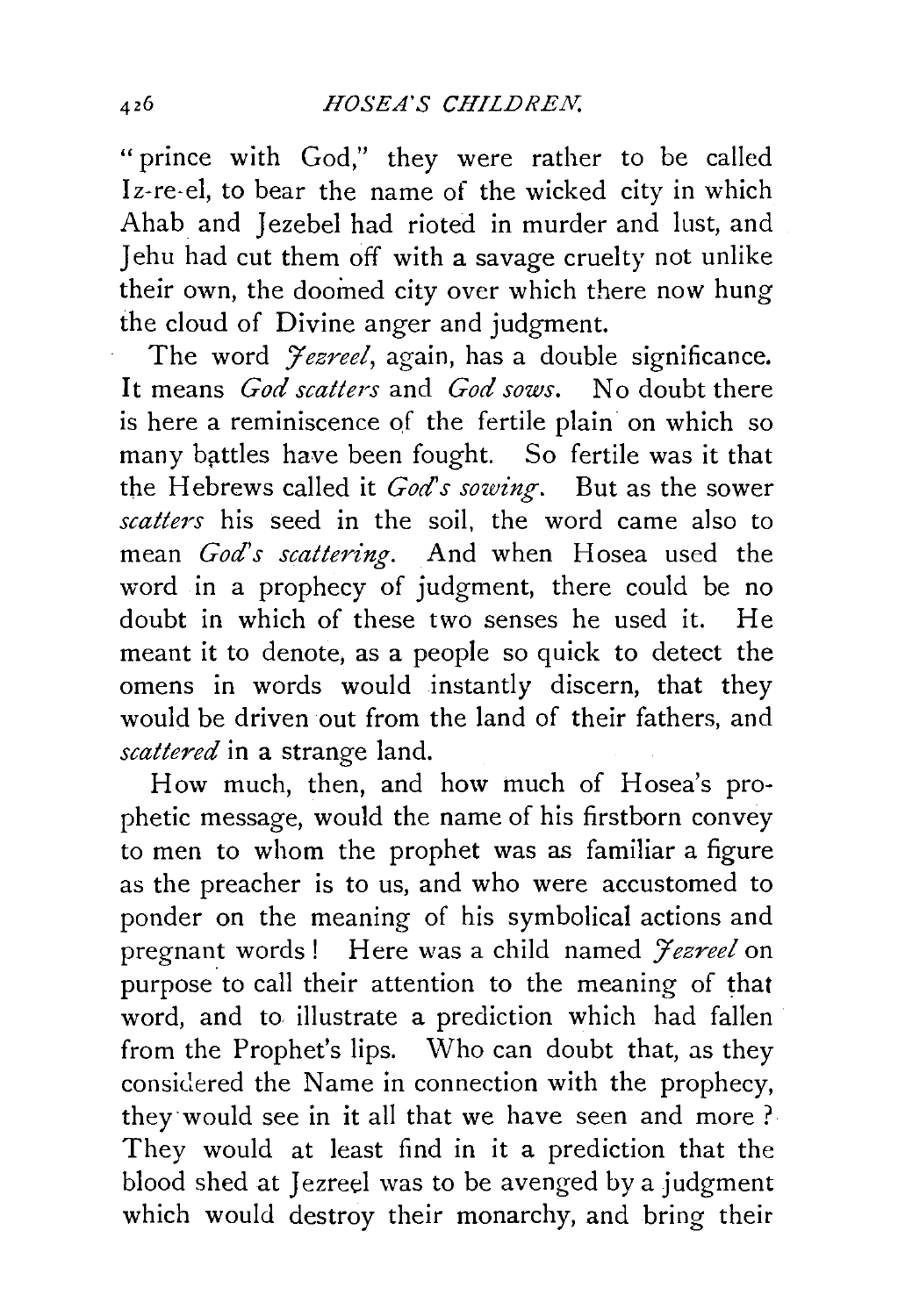"prince with God," they were rather to be called Iz-re-el, to bear the name of the wicked city in which Ahab and Jezebel had rioted in murder and lust, and Jehu had cut them off with a savage cruelty not unlike their own, the doomed city over which there now hung the cloud of Divine anger and judgment.

The word *Jezreel*, again, has a double significance. It means *God scatters* and *God sows*. No doubt there is here a reminiscence of the fertile plain on which so many battles have been fought. So fertile was it that the Hebrews called it *God's sowing*. But as the sower *scatters* his seed in the soil, the word came also to mean *God's scattering*. And when Hosea used the word in a prophecy of judgment, there could be no doubt in which of these two senses he used it. He meant it to denote, as a people so quick to detect the omens in words would instantly discern, that they would be driven out from the land of their fathers, and *scattered* in a strange land.

How much, then, and how much of Hosea's prophetic message, would the name of his firstborn convey to men to whom the prophet was as familiar a figure as the preacher is to us, and who were accustomed to ponder on the meaning of his symbolical actions and pregnant words! Here was a child named *Jezreel* on purpose to call their attention to the meaning of that word, and to illustrate a prediction which had fallen from the Prophet's lips. Who can doubt that, as they considered the Name in connection with the prophecy, they would see in it all that we have seen and more? They would at least find in it a prediction that the blood shed at Jezreel was to be avenged by a judgment which would destroy their monarchy, and bring their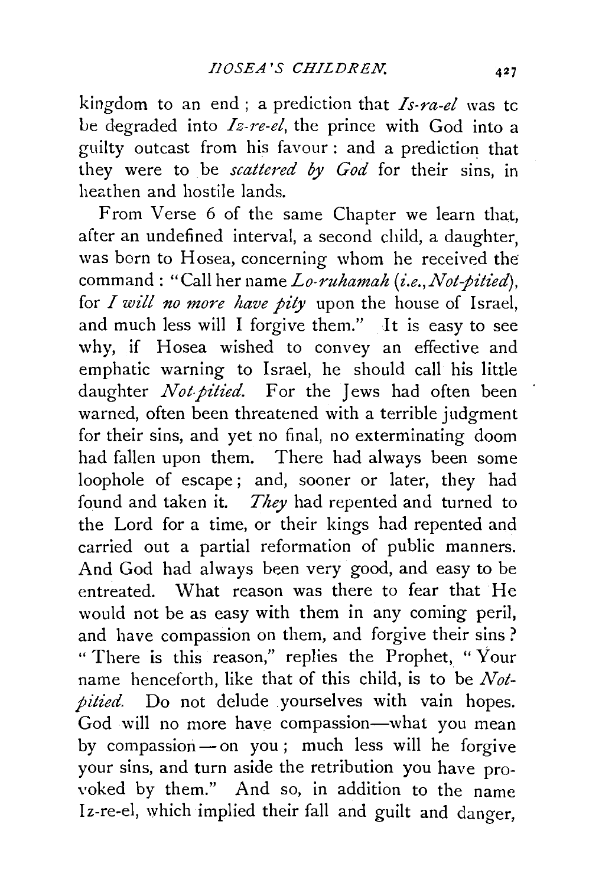kingdom to an end ; a prediction that *Is-ra-el* was tc be degraded into *Iz-re-el*, the prince with God into a guilty outcast from his favour : and a prediction that they were to be *scattered by God* for their sins, in heathen and hostile lands.

From Verse 6 of the same Chapter we learn that, after an undefined interval, a second child, a daughter, was born to Hosea, concerning whom he received the command : "Call her name *Lo-ruhamah* (*i.e., Not-pitied*), for *I will no more have pity* upon the house of Israel, and much less will I forgive them." It is easy to see why, if Hosea wished to convey an effective and emphatic warning to Israel, he should call his little daughter *Not-pitied.* For the Jews had often been warned, often been threatened with a terrible judgment for their sins, and yet no final, no exterminating doom had fallen upon them. There had always been some loophole of escape; and, sooner or later, they had found and taken it. *They* had repented and turned to the Lord for a time, or their kings had repented and carried out a partial reformation of public manners. And God had always been very good, and easy to be entreated. What reason was there to fear that He would not be as easy with them in any coming peril, and have compassion on them, and forgive their sins? "There is this reason," replies the Prophet, "Your name henceforth, like that of this child, is to be *Not-pitied.* Do not delude yourselves with vain hopes. God will no more have compassion—what you mean by compassion—on you; much less will he forgive your sins, and turn aside the retribution you have provoked by them." And so, in addition to the name Iz-re-el, which implied their fall and guilt and danger,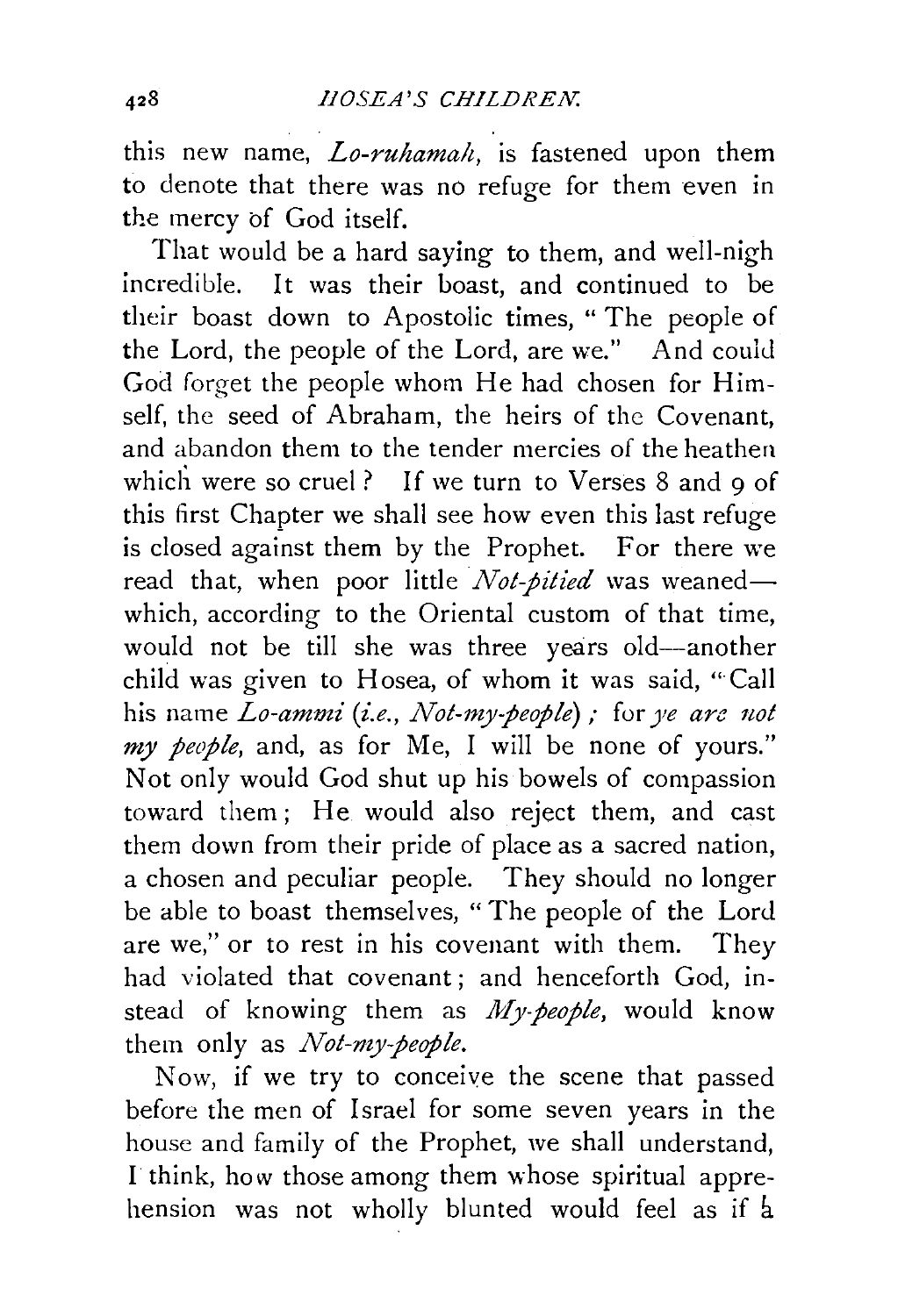this new name, *Lo-ruhamah*, is fastened upon them to denote that there was no refuge for them even in the mercy of God itself.

That would be a hard saying to them, and well-nigh incredible. It was their boast, and continued to be their boast down to Apostolic times, "The people of the Lord, the people of the Lord, are we." And could God forget the people whom He had chosen for Himself, the seed of Abraham, the heirs of the Covenant, and abandon them to the tender mercies of the heathen which were so cruel? If we turn to Verses 8 and 9 of this first Chapter we shall see how even this last refuge is closed against them by the Prophet. For there we read that, when poor little *Not-pitied* was weaned—which, according to the Oriental custom of that time, would not be till she was three years old—another child was given to Hosea, of whom it was said, "Call his name *Lo-ammi* (*i.e.*, *Not-my-people*); for *ye are not my people*, and, as for Me, I will be none of yours." Not only would God shut up his bowels of compassion toward them; He would also reject them, and cast them down from their pride of place as a sacred nation, a chosen and peculiar people. They should no longer be able to boast themselves, "The people of the Lord are we," or to rest in his covenant with them. They had violated that covenant; and henceforth God, instead of knowing them as *My-people*, would know them only as *Not-my-people*.

Now, if we try to conceive the scene that passed before the men of Israel for some seven years in the house and family of the Prophet, we shall understand, I think, how those among them whose spiritual apprehension was not wholly blunted would feel as if a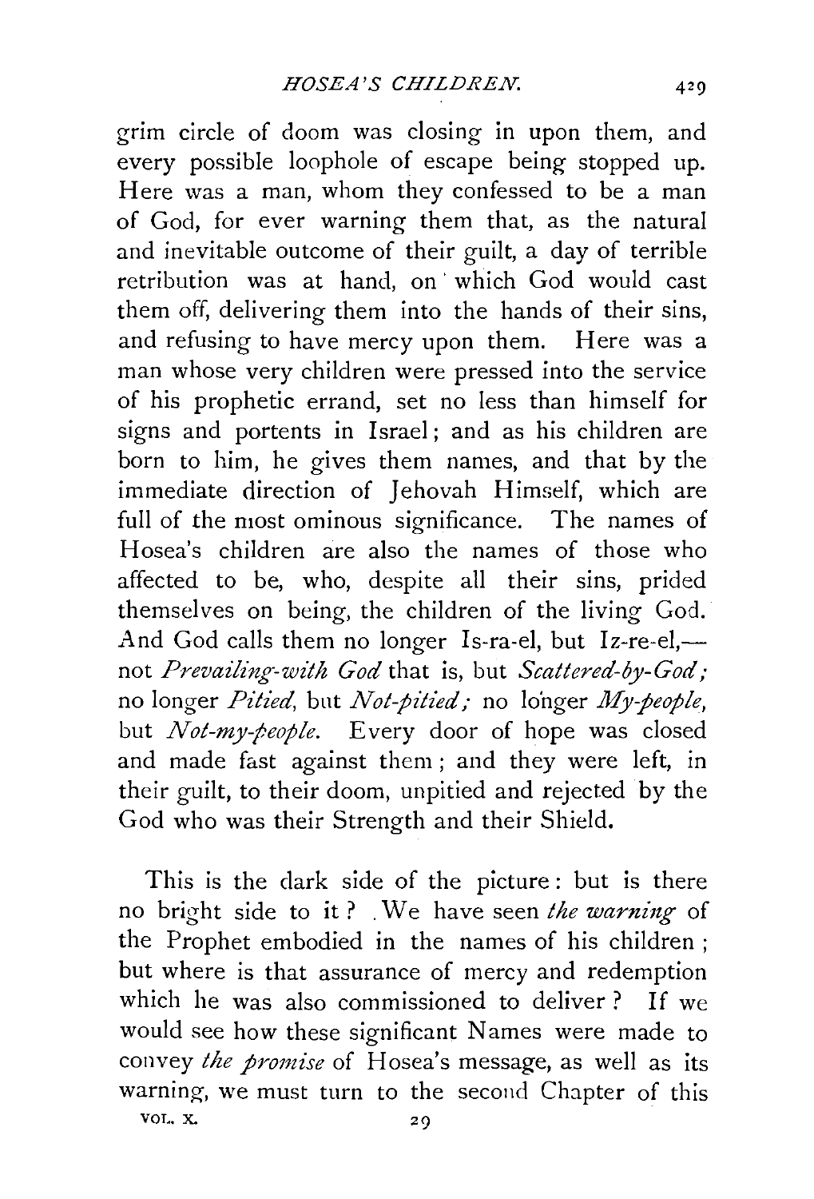grim circle of doom was closing in upon them, and every possible loophole of escape being stopped up. Here was a man, whom they confessed to be a man of God, for ever warning them that, as the natural and inevitable outcome of their guilt, a day of terrible retribution was at hand, on which God would cast them off, delivering them into the hands of their sins, and refusing to have mercy upon them. Here was a man whose very children were pressed into the service of his prophetic errand, set no less than himself for signs and portents in Israel; and as his children are born to him, he gives them names, and that by the immediate direction of Jehovah Himself, which are full of the most ominous significance. The names of Hosea's children are also the names of those who affected to be, who, despite all their sins, prided themselves on being, the children of the living God. And God calls them no longer Is-ra-el, but Iz-re-el,—not *Prevailing-with God* that is, but *Scattered-by-God;* no longer *Pitied*, but *Not-pitied;* no longer *My-people*, but *Not-my-people*. Every door of hope was closed and made fast against them; and they were left, in their guilt, to their doom, unpitied and rejected by the God who was their Strength and their Shield.

This is the dark side of the picture: but is there no bright side to it? We have seen *the warning* of the Prophet embodied in the names of his children; but where is that assurance of mercy and redemption which he was also commissioned to deliver? If we would see how these significant Names were made to convey *the promise* of Hosea's message, as well as its warning, we must turn to the second Chapter of this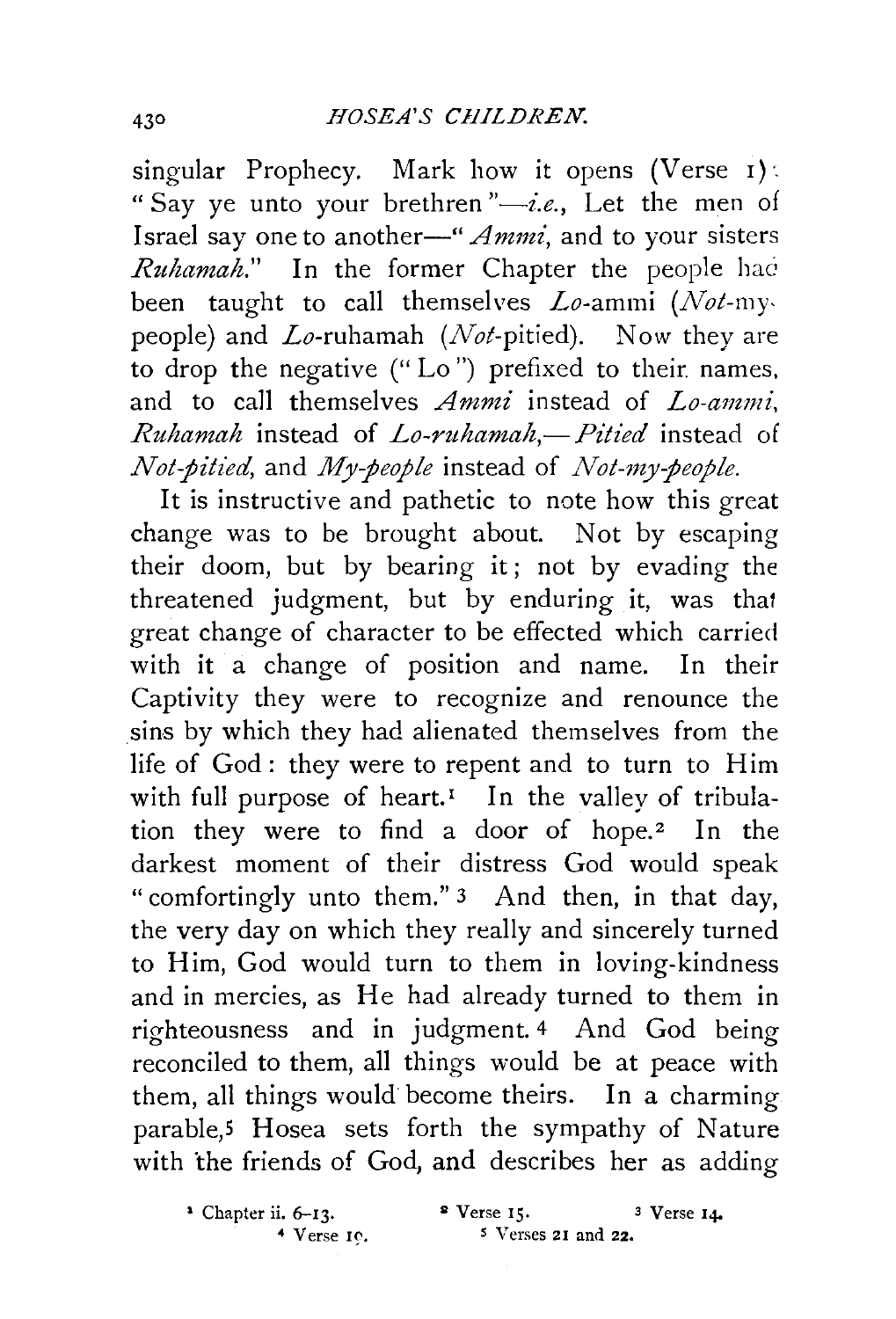singular Prophecy. Mark how it opens (Verse 1): "Say ye unto your brethren"—*i.e.*, Let the men of Israel say one to another—"*Ammi*, and to your sisters *Ruhamah*." In the former Chapter the people had been taught to call themselves *Lo*-ammi (*Not*-my-people) and *Lo*-ruhamah (*Not*-pitied). Now they are to drop the negative ("Lo") prefixed to their names, and to call themselves *Ammi* instead of *Lo-ammi*, *Ruhamah* instead of *Lo-ruhamah*,—*Pitied* instead of *Not-pitied*, and *My-people* instead of *Not-my-people*.

It is instructive and pathetic to note how this great change was to be brought about. Not by escaping their doom, but by bearing it; not by evading the threatened judgment, but by enduring it, was that great change of character to be effected which carried with it a change of position and name. In their Captivity they were to recognize and renounce the sins by which they had alienated themselves from the life of God: they were to repent and to turn to Him with full purpose of heart.[1] In the valley of tribulation they were to find a door of hope.[2] In the darkest moment of their distress God would speak "comfortingly unto them."[3] And then, in that day, the very day on which they really and sincerely turned to Him, God would turn to them in loving-kindness and in mercies, as He had already turned to them in righteousness and in judgment.[4] And God being reconciled to them, all things would be at peace with them, all things would become theirs. In a charming parable,[5] Hosea sets forth the sympathy of Nature with the friends of God, and describes her as adding

[1] Chapter ii. 6–13. [2] Verse 15. [3] Verse 14. [4] Verse 19. [5] Verses 21 and 22.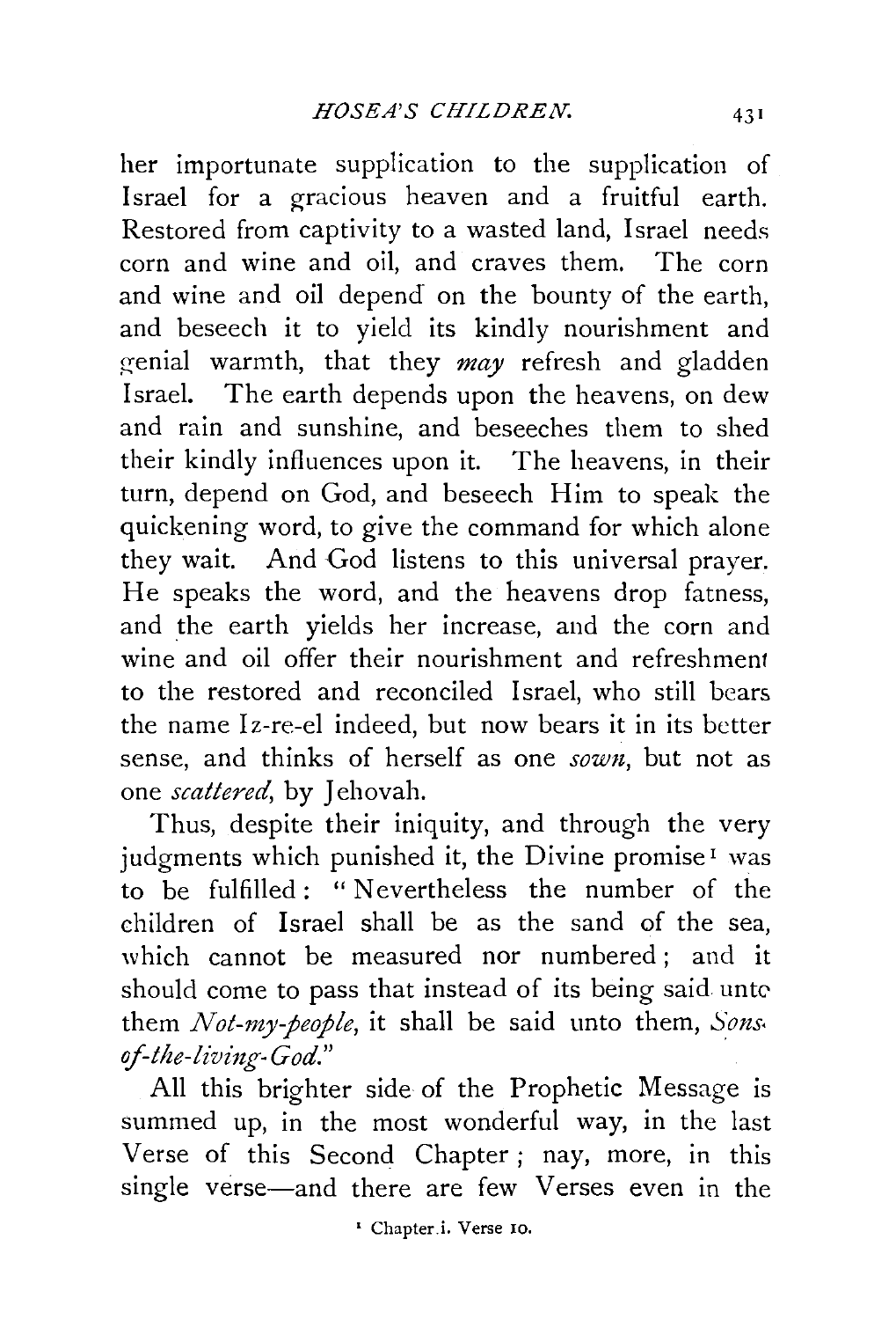her importunate supplication to the supplication of Israel for a gracious heaven and a fruitful earth. Restored from captivity to a wasted land, Israel needs corn and wine and oil, and craves them. The corn and wine and oil depend on the bounty of the earth, and beseech it to yield its kindly nourishment and genial warmth, that they *may* refresh and gladden Israel. The earth depends upon the heavens, on dew and rain and sunshine, and beseeches them to shed their kindly influences upon it. The heavens, in their turn, depend on God, and beseech Him to speak the quickening word, to give the command for which alone they wait. And God listens to this universal prayer. He speaks the word, and the heavens drop fatness, and the earth yields her increase, and the corn and wine and oil offer their nourishment and refreshment to the restored and reconciled Israel, who still bears the name Iz-re-el indeed, but now bears it in its better sense, and thinks of herself as one *sown*, but not as one *scattered*, by Jehovah.

Thus, despite their iniquity, and through the very judgments which punished it, the Divine promise[1] was to be fulfilled: "Nevertheless the number of the children of Israel shall be as the sand of the sea, which cannot be measured nor numbered; and it should come to pass that instead of its being said unto them *Not-my-people*, it shall be said unto them, *Sons-of-the-living-God*."

All this brighter side of the Prophetic Message is summed up, in the most wonderful way, in the last Verse of this Second Chapter; nay, more, in this single verse—and there are few Verses even in the

[1] Chapter i. Verse 10.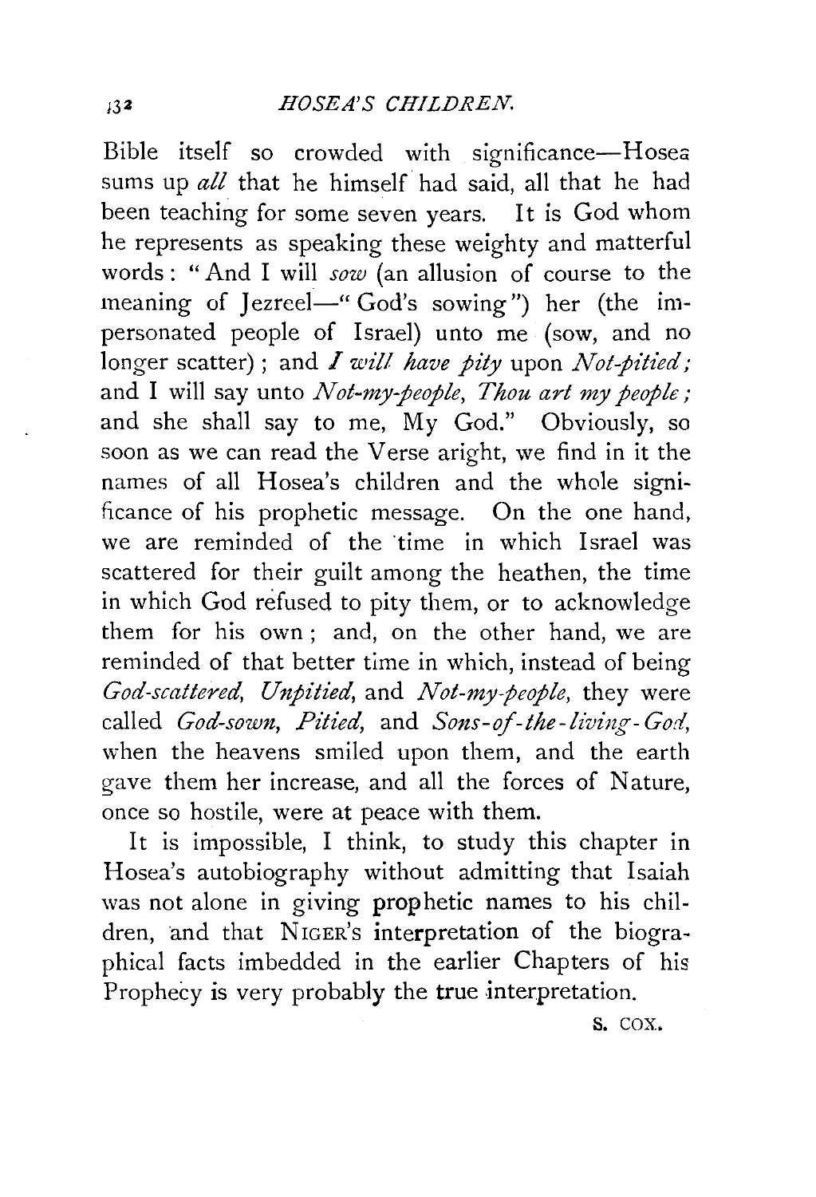Bible itself so crowded with significance—Hosea sums up *all* that he himself had said, all that he had been teaching for some seven years. It is God whom he represents as speaking these weighty and matterful words: "And I will *sow* (an allusion of course to the meaning of Jezreel—"God's sowing") her (the impersonated people of Israel) unto me (sow, and no longer scatter); and *I will have pity* upon *Not-pitied;* and I will say unto *Not-my-people, Thou art my people;* and she shall say to me, My God." Obviously, so soon as we can read the Verse aright, we find in it the names of all Hosea's children and the whole significance of his prophetic message. On the one hand, we are reminded of the time in which Israel was scattered for their guilt among the heathen, the time in which God refused to pity them, or to acknowledge them for his own; and, on the other hand, we are reminded of that better time in which, instead of being *God-scattered, Unpitied,* and *Not-my-people,* they were called *God-sown, Pitied,* and *Sons-of-the-living-God,* when the heavens smiled upon them, and the earth gave them her increase, and all the forces of Nature, once so hostile, were at peace with them.

It is impossible, I think, to study this chapter in Hosea's autobiography without admitting that Isaiah was not alone in giving prophetic names to his children, and that NIGER's interpretation of the biographical facts imbedded in the earlier Chapters of his Prophecy is very probably the true interpretation.

S. COX.